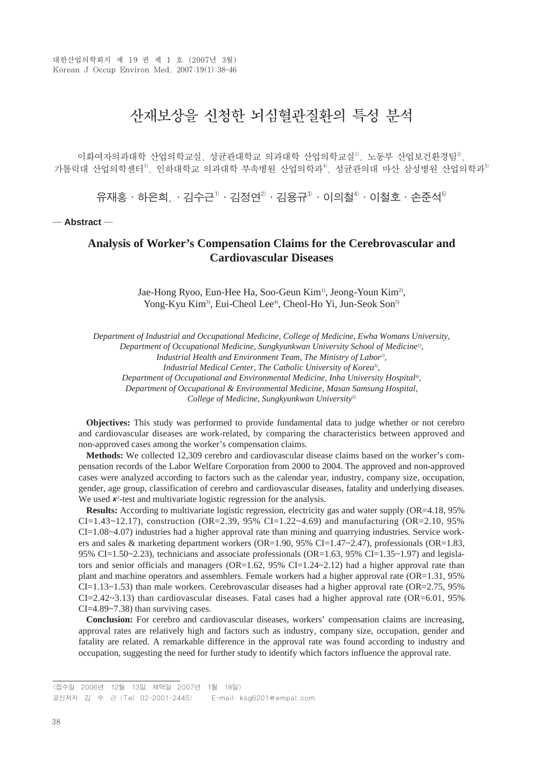# 산재보상을 신청한 뇌심혈관질환의 특성 분석

이화여자의과대학 산업의학교실, 성균관대학교 의과대학 산업의학교실[1], 노동부 산업보건환경팀[2], 가톨릭대 산업의학센터[3], 인하대학교 의과대학 부속병원 산업의학과[4], 성균관의대 마산 삼성병원 산업의학과[5]

유재홍 · 하은희, · 김수근[1] · 김정연[2] · 김용규[3] · 이의철[4] · 이철호 · 손준석[5]

— **Abstract** —

## Analysis of Worker's Compensation Claims for the Cerebrovascular and Cardiovascular Diseases

Jae-Hong Ryoo, Eun-Hee Ha, Soo-Geun Kim[1], Jeong-Youn Kim[2], Yong-Kyu Kim[3], Eui-Cheol Lee[4], Cheol-Ho Yi, Jun-Seok Son[5]

*Department of Industrial and Occupational Medicine, College of Medicine, Ewha Womans University, Department of Occupational Medicine, Sungkyunkwan University School of Medicine[1], Industrial Health and Environment Team, The Ministry of Labor[2], Industrial Medical Center, The Catholic University of Korea[3], Department of Occupational and Environmental Medicine, Inha University Hospital[4], Department of Occupational & Environmental Medicine, Masan Samsung Hospital, College of Medicine, Sungkyunkwan University[5]*

**Objectives:** This study was performed to provide fundamental data to judge whether or not cerebro and cardiovascular diseases are work-related, by comparing the characteristics between approved and non-approved cases among the worker's compensation claims.

**Methods:** We collected 12,309 cerebro and cardiovascular disease claims based on the worker's compensation records of the Labor Welfare Corporation from 2000 to 2004. The approved and non-approved cases were analyzed according to factors such as the calendar year, industry, company size, occupation, gender, age group, classification of cerebro and cardiovascular diseases, fatality and underlying diseases. We used $\chi^2$-test and multivariate logistic regression for the analysis.

**Results:** According to multivariate logistic regression, electricity gas and water supply (OR=4.18, 95% CI=1.43~12.17), construction (OR=2.39, 95% CI=1.22~4.69) and manufacturing (OR=2.10, 95% CI=1.08~4.07) industries had a higher approval rate than mining and quarrying industries. Service workers and sales & marketing department workers (OR=1.90, 95% CI=1.47~2.47), professionals (OR=1.83, 95% CI=1.50~2.23), technicians and associate professionals (OR=1.63, 95% CI=1.35~1.97) and legislators and senior officials and managers (OR=1.62, 95% CI=1.24~2.12) had a higher approval rate than plant and machine operators and assemblers. Female workers had a higher approval rate (OR=1.31, 95% CI=1.13~1.53) than male workers. Cerebrovascular diseases had a higher approval rate (OR=2.75, 95% CI=2.42~3.13) than cardiovascular diseases. Fatal cases had a higher approval rate (OR=6.01, 95% CI=4.89~7.38) than surviving cases.

**Conclusion:** For cerebro and cardiovascular diseases, workers' compensation claims are increasing, approval rates are relatively high and factors such as industry, company size, occupation, gender and fatality are related. A remarkable difference in the approval rate was found according to industry and occupation, suggesting the need for further study to identify which factors influence the approval rate.

〈접수일: 2006년 12월 13일, 채택일: 2007년 1월 18일〉
교신저자: 김 수 근 (Tel: 02-2001-2445) E-mail: ksg6201@empal.com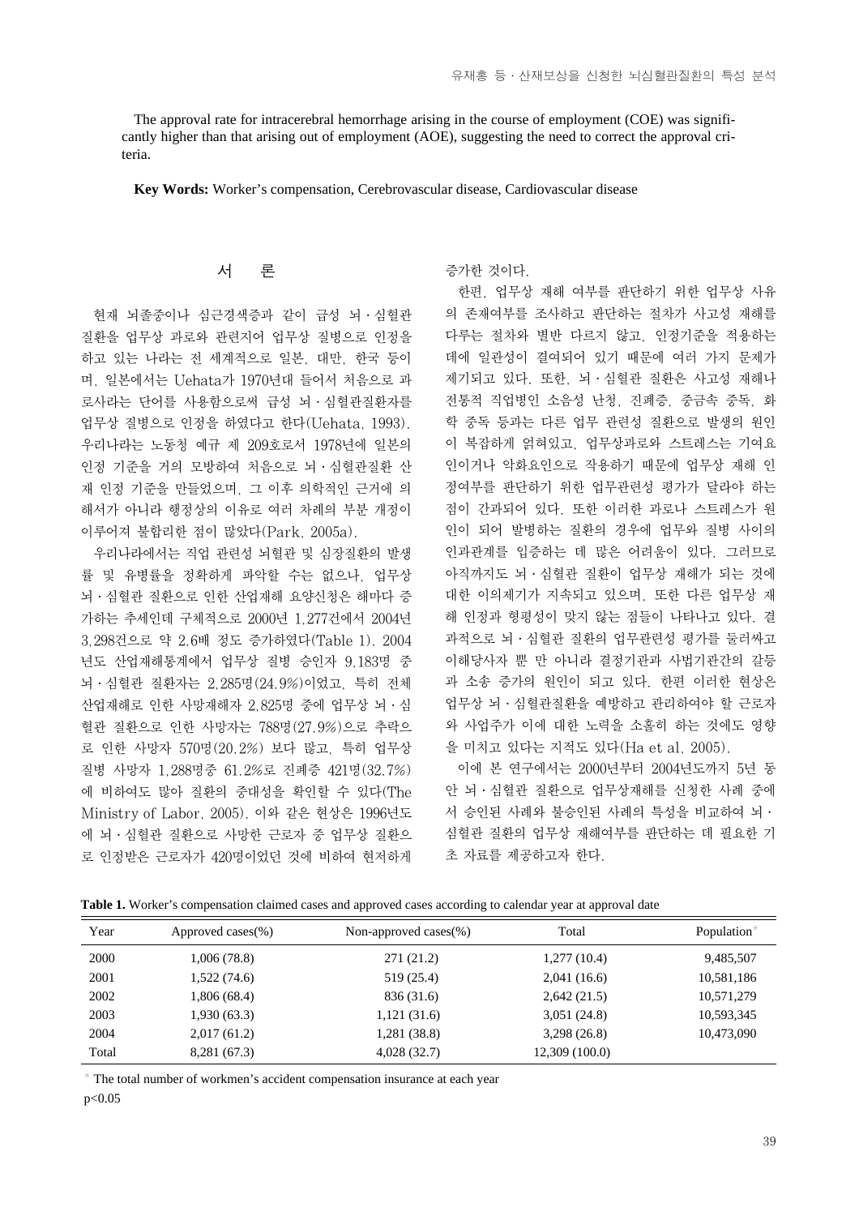The approval rate for intracerebral hemorrhage arising in the course of employment (COE) was significantly higher than that arising out of employment (AOE), suggesting the need to correct the approval criteria.

**Key Words:** Worker's compensation, Cerebrovascular disease, Cardiovascular disease

## 서 론

현재 뇌졸중이나 심근경색증과 같이 급성 뇌·심혈관 질환을 업무상 과로와 관련지어 업무상 질병으로 인정을 하고 있는 나라는 전 세계적으로 일본, 대만, 한국 등이며, 일본에서는 Uehata가 1970년대 들어서 처음으로 과로사라는 단어를 사용함으로써 급성 뇌·심혈관질환자를 업무상 질병으로 인정을 하였다고 한다(Uehata, 1993). 우리나라는 노동청 예규 제 209호로서 1978년에 일본의 인정 기준을 거의 모방하여 처음으로 뇌·심혈관질환 산재 인정 기준을 만들었으며, 그 이후 의학적인 근거에 의해서가 아니라 행정상의 이유로 여러 차례의 부분 개정이 이루어져 불합리한 점이 많았다(Park, 2005a).

우리나라에서는 직업 관련성 뇌혈관 및 심장질환의 발생률 및 유병률을 정확하게 파악할 수는 없으나, 업무상 뇌·심혈관 질환으로 인한 산업재해 요양신청은 해마다 증가하는 추세인데 구체적으로 2000년 1,277건에서 2004년 3,298건으로 약 2.6배 정도 증가하였다(Table 1). 2004년도 산업재해통계에서 업무상 질병 승인자 9,183명 중 뇌·심혈관 질환자는 2,285명(24.9%)이었고, 특히 전체 산업재해로 인한 사망재해자 2,825명 중에 업무상 뇌·심혈관 질환으로 인한 사망자는 788명(27.9%)으로 추락으로 인한 사망자 570명(20.2%) 보다 많고, 특히 업무상 질병 사망자 1,288명중 61.2%로 진폐증 421명(32.7%)에 비하여도 많아 질환의 중대성을 확인할 수 있다(The Ministry of Labor, 2005). 이와 같은 현상은 1996년도에 뇌·심혈관 질환으로 사망한 근로자 중 업무상 질환으로 인정받은 근로자가 420명이었던 것에 비하여 현저하게 증가한 것이다.

한편, 업무상 재해 여부를 판단하기 위한 업무상 사유의 존재여부를 조사하고 판단하는 절차가 사고성 재해를 다루는 절차와 별반 다르지 않고, 인정기준을 적용하는 데에 일관성이 결여되어 있기 때문에 여러 가지 문제가 제기되고 있다. 또한, 뇌·심혈관 질환은 사고성 재해나 전통적 직업병인 소음성 난청, 진폐증, 중금속 중독, 화학 중독 등과는 다른 업무 관련성 질환으로 발생의 원인이 복잡하게 얽혀있고, 업무상과로와 스트레스는 기여요인이거나 악화요인으로 작용하기 때문에 업무상 재해 인정여부를 판단하기 위한 업무관련성 평가가 달라야 하는 점이 간과되어 있다. 또한 이러한 과로나 스트레스가 원인이 되어 발병하는 질환의 경우에 업무와 질병 사이의 인과관계를 입증하는 데 많은 어려움이 있다. 그러므로 아직까지도 뇌·심혈관 질환이 업무상 재해가 되는 것에 대한 이의제기가 지속되고 있으며, 또한 다른 업무상 재해 인정과 형평성이 맞지 않는 점들이 나타나고 있다. 결과적으로 뇌·심혈관 질환의 업무관련성 평가를 둘러싸고 이해당사자 뿐 만 아니라 결정기관과 사법기관간의 갈등과 소송 증가의 원인이 되고 있다. 한편 이러한 현상은 업무상 뇌·심혈관질환을 예방하고 관리하여야 할 근로자와 사업주가 이에 대한 노력을 소홀히 하는 것에도 영향을 미치고 있다는 지적도 있다(Ha et al, 2005).

이에 본 연구에서는 2000년부터 2004년도까지 5년 동안 뇌·심혈관 질환으로 업무상재해를 신청한 사례 중에서 승인된 사례와 불승인된 사례의 특성을 비교하여 뇌·심혈관 질환의 업무상 재해여부를 판단하는 데 필요한 기초 자료를 제공하고자 한다.

**Table 1.** Worker's compensation claimed cases and approved cases according to calendar year at approval date

| Year | Approved cases(%) | Non-approved cases(%) | Total | Population* |
|---|---|---|---|---|
| 2000 | 1,006 (78.8) | 271 (21.2) | 1,277 (10.4) | 9,485,507 |
| 2001 | 1,522 (74.6) | 519 (25.4) | 2,041 (16.6) | 10,581,186 |
| 2002 | 1,806 (68.4) | 836 (31.6) | 2,642 (21.5) | 10,571,279 |
| 2003 | 1,930 (63.3) | 1,121 (31.6) | 3,051 (24.8) | 10,593,345 |
| 2004 | 2,017 (61.2) | 1,281 (38.8) | 3,298 (26.8) | 10,473,090 |
| Total | 8,281 (67.3) | 4,028 (32.7) | 12,309 (100.0) | |

\* The total number of workmen's accident compensation insurance at each year

$p<0.05$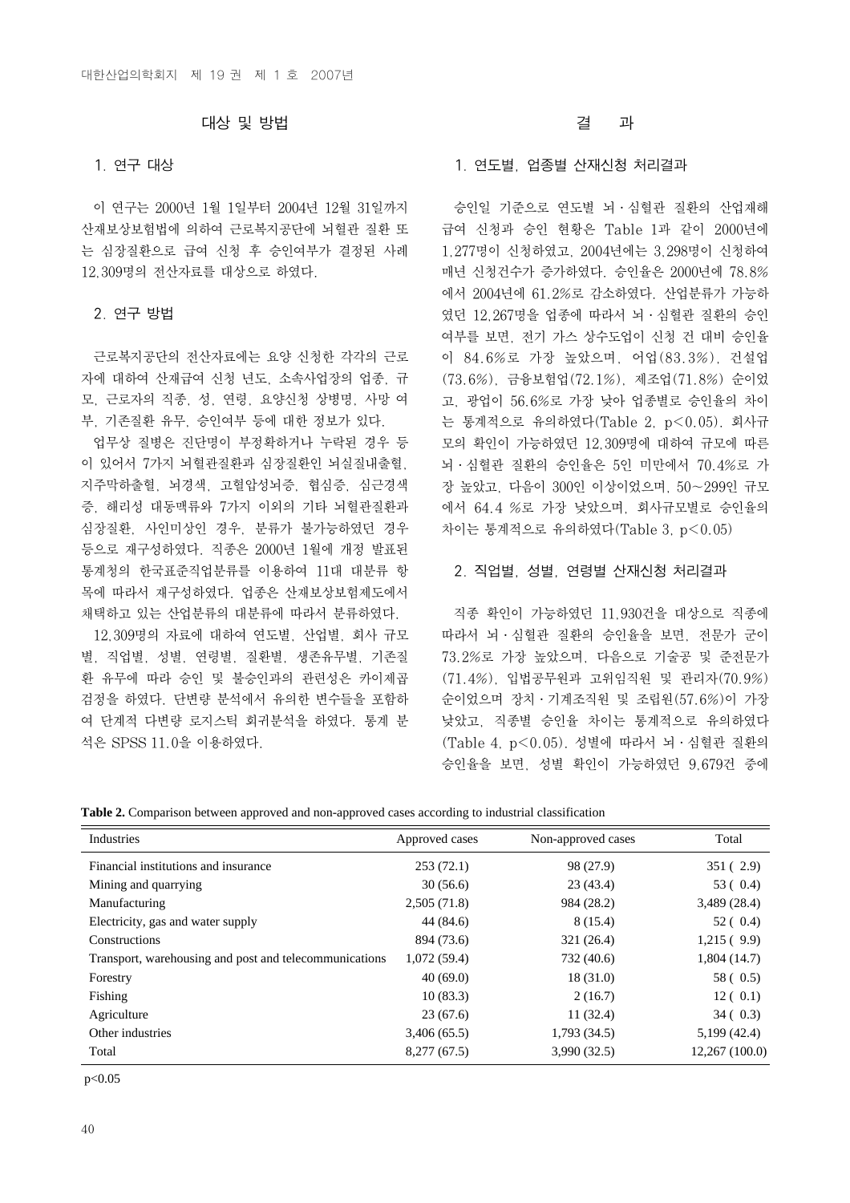## 대상 및 방법

### 1. 연구 대상

이 연구는 2000년 1월 1일부터 2004년 12월 31일까지 산재보상보험법에 의하여 근로복지공단에 뇌혈관 질환 또는 심장질환으로 급여 신청 후 승인여부가 결정된 사례 12,309명의 전산자료를 대상으로 하였다.

### 2. 연구 방법

근로복지공단의 전산자료에는 요양 신청한 각각의 근로자에 대하여 산재급여 신청 년도, 소속사업장의 업종, 규모, 근로자의 직종, 성, 연령, 요양신청 상병명, 사망 여부, 기존질환 유무, 승인여부 등에 대한 정보가 있다.

업무상 질병은 진단명이 부정확하거나 누락된 경우 등이 있어서 7가지 뇌혈관질환과 심장질환인 뇌실질내출혈, 지주막하출혈, 뇌경색, 고혈압성뇌증, 협심증, 심근경색증, 해리성 대동맥류와 7가지 이외의 기타 뇌혈관질환과 심장질환, 사인미상인 경우, 분류가 불가능하였던 경우 등으로 재구성하였다. 직종은 2000년 1월에 개정 발표된 통계청의 한국표준직업분류를 이용하여 11대 대분류 항목에 따라서 재구성하였다. 업종은 산재보상보험제도에서 채택하고 있는 산업분류의 대분류에 따라서 분류하였다.

12,309명의 자료에 대하여 연도별, 산업별, 회사 규모별, 직업별, 성별, 연령별, 질환별, 생존유무별, 기존질환 유무에 따라 승인 및 불승인과의 관련성은 카이제곱 검정을 하였다. 단변량 분석에서 유의한 변수들을 포함하여 단계적 다변량 로지스틱 회귀분석을 하였다. 통계 분석은 SPSS 11.0을 이용하였다.

## 결 과

### 1. 연도별, 업종별 산재신청 처리결과

승인일 기준으로 연도별 뇌·심혈관 질환의 산업재해 급여 신청과 승인 현황은 Table 1과 같이 2000년에 1,277명이 신청하였고, 2004년에는 3,298명이 신청하여 매년 신청건수가 증가하였다. 승인율은 2000년에 78.8%에서 2004년에 61.2%로 감소하였다. 산업분류가 가능하였던 12,267명을 업종에 따라서 뇌·심혈관 질환의 승인여부를 보면, 전기 가스 상수도업이 신청 건 대비 승인율이 84.6%로 가장 높았으며, 어업(83.3%), 건설업(73.6%), 금융보험업(72.1%), 제조업(71.8%) 순이었고, 광업이 56.6%로 가장 낮아 업종별로 승인율의 차이는 통계적으로 유의하였다(Table 2, $p<0.05$). 회사규모의 확인이 가능하였던 12,309명에 대하여 규모에 따른 뇌·심혈관 질환의 승인율은 5인 미만에서 70.4%로 가장 높았고, 다음이 300인 이상이었으며, 50~299인 규모에서 64.4 %로 가장 낮았으며, 회사규모별로 승인율의 차이는 통계적으로 유의하였다(Table 3, $p<0.05$)

### 2. 직업별, 성별, 연령별 산재신청 처리결과

직종 확인이 가능하였던 11,930건을 대상으로 직종에 따라서 뇌·심혈관 질환의 승인율을 보면, 전문가 군이 73.2%로 가장 높았으며, 다음으로 기술공 및 준전문가(71.4%), 입법공무원과 고위임직원 및 관리자(70.9%) 순이었으며 장치·기계조직원 및 조립원(57.6%)이 가장 낮았고, 직종별 승인율 차이는 통계적으로 유의하였다(Table 4, $p<0.05$). 성별에 따라서 뇌·심혈관 질환의 승인율을 보면, 성별 확인이 가능하였던 9,679건 중에

**Table 2.** Comparison between approved and non-approved cases according to industrial classification

| Industries | Approved cases | Non-approved cases | Total |
|---|---|---|---|
| Financial institutions and insurance | 253 (72.1) | 98 (27.9) | 351 ( 2.9) |
| Mining and quarrying | 30 (56.6) | 23 (43.4) | 53 ( 0.4) |
| Manufacturing | 2,505 (71.8) | 984 (28.2) | 3,489 (28.4) |
| Electricity, gas and water supply | 44 (84.6) | 8 (15.4) | 52 ( 0.4) |
| Constructions | 894 (73.6) | 321 (26.4) | 1,215 ( 9.9) |
| Transport, warehousing and post and telecommunications | 1,072 (59.4) | 732 (40.6) | 1,804 (14.7) |
| Forestry | 40 (69.0) | 18 (31.0) | 58 ( 0.5) |
| Fishing | 10 (83.3) | 2 (16.7) | 12 ( 0.1) |
| Agriculture | 23 (67.6) | 11 (32.4) | 34 ( 0.3) |
| Other industries | 3,406 (65.5) | 1,793 (34.5) | 5,199 (42.4) |
| Total | 8,277 (67.5) | 3,990 (32.5) | 12,267 (100.0) |

$p<0.05$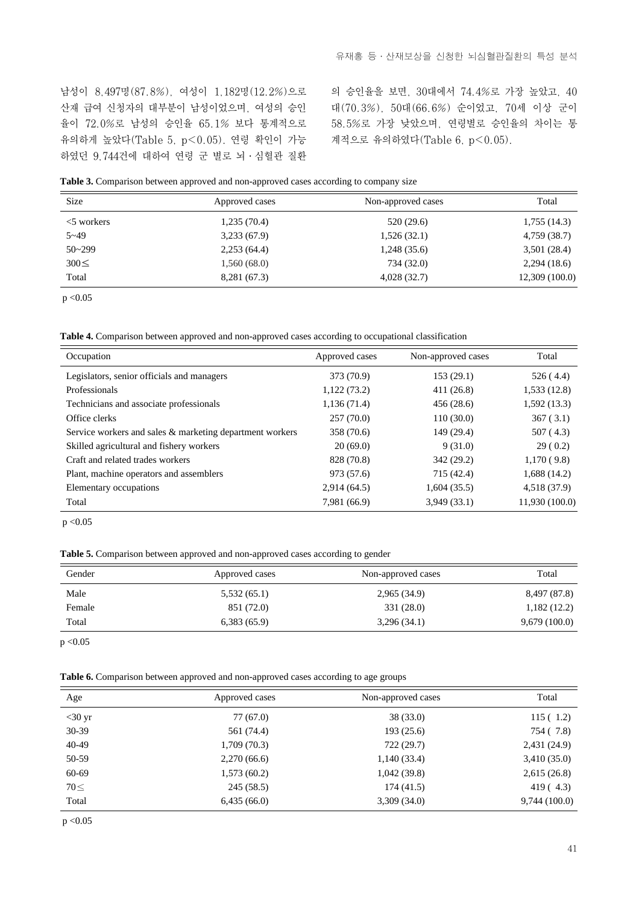남성이 8,497명(87.8%), 여성이 1,182명(12.2%)으로 산재 급여 신청자의 대부분이 남성이었으며, 여성의 승인율이 72.0%로 남성의 승인율 65.1% 보다 통계적으로 유의하게 높았다(Table 5, $p<0.05$). 연령 확인이 가능하였던 9,744건에 대하여 연령 군 별로 뇌·심혈관 질환의 승인율을 보면, 30대에서 74.4%로 가장 높았고, 40대(70.3%), 50대(66.6%) 순이었고, 70세 이상 군이 58.5%로 가장 낮았으며, 연령별로 승인율의 차이는 통계적으로 유의하였다(Table 6, $p<0.05$).

**Table 3.** Comparison between approved and non-approved cases according to company size

| Size | Approved cases | Non-approved cases | Total |
|---|---|---|---|
| <5 workers | 1,235 (70.4) | 520 (29.6) | 1,755 (14.3) |
| 5~49 | 3,233 (67.9) | 1,526 (32.1) | 4,759 (38.7) |
| 50~299 | 2,253 (64.4) | 1,248 (35.6) | 3,501 (28.4) |
| 300≤ | 1,560 (68.0) | 734 (32.0) | 2,294 (18.6) |
| Total | 8,281 (67.3) | 4,028 (32.7) | 12,309 (100.0) |

$p<0.05$

**Table 4.** Comparison between approved and non-approved cases according to occupational classification

| Occupation | Approved cases | Non-approved cases | Total |
|---|---|---|---|
| Legislators, senior officials and managers | 373 (70.9) | 153 (29.1) | 526 ( 4.4) |
| Professionals | 1,122 (73.2) | 411 (26.8) | 1,533 (12.8) |
| Technicians and associate professionals | 1,136 (71.4) | 456 (28.6) | 1,592 (13.3) |
| Office clerks | 257 (70.0) | 110 (30.0) | 367 ( 3.1) |
| Service workers and sales & marketing department workers | 358 (70.6) | 149 (29.4) | 507 ( 4.3) |
| Skilled agricultural and fishery workers | 20 (69.0) | 9 (31.0) | 29 ( 0.2) |
| Craft and related trades workers | 828 (70.8) | 342 (29.2) | 1,170 ( 9.8) |
| Plant, machine operators and assemblers | 973 (57.6) | 715 (42.4) | 1,688 (14.2) |
| Elementary occupations | 2,914 (64.5) | 1,604 (35.5) | 4,518 (37.9) |
| Total | 7,981 (66.9) | 3,949 (33.1) | 11,930 (100.0) |

$p<0.05$

**Table 5.** Comparison between approved and non-approved cases according to gender

| Gender | Approved cases | Non-approved cases | Total |
|---|---|---|---|
| Male | 5,532 (65.1) | 2,965 (34.9) | 8,497 (87.8) |
| Female | 851 (72.0) | 331 (28.0) | 1,182 (12.2) |
| Total | 6,383 (65.9) | 3,296 (34.1) | 9,679 (100.0) |

$p<0.05$

**Table 6.** Comparison between approved and non-approved cases according to age groups

| Age | Approved cases | Non-approved cases | Total |
|---|---|---|---|
| <30 yr | 77 (67.0) | 38 (33.0) | 115 ( 1.2) |
| 30-39 | 561 (74.4) | 193 (25.6) | 754 ( 7.8) |
| 40-49 | 1,709 (70.3) | 722 (29.7) | 2,431 (24.9) |
| 50-59 | 2,270 (66.6) | 1,140 (33.4) | 3,410 (35.0) |
| 60-69 | 1,573 (60.2) | 1,042 (39.8) | 2,615 (26.8) |
| 70≤ | 245 (58.5) | 174 (41.5) | 419 ( 4.3) |
| Total | 6,435 (66.0) | 3,309 (34.0) | 9,744 (100.0) |

$p<0.05$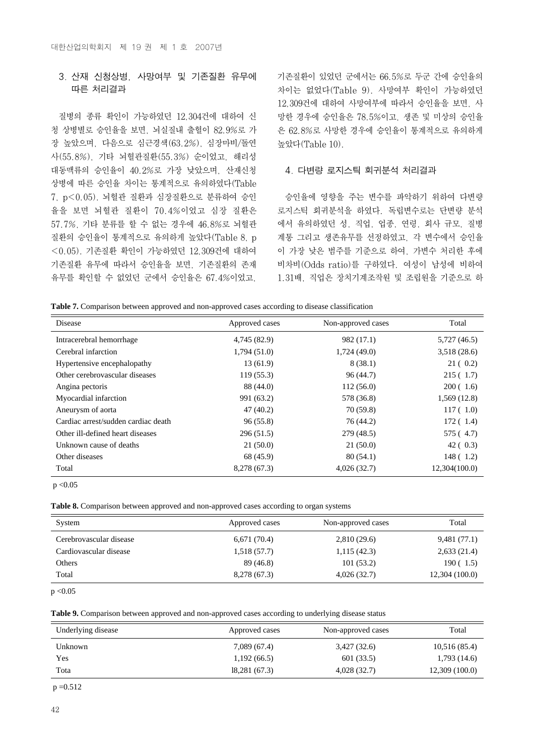### 3. 산재 신청상병, 사망여부 및 기존질환 유무에 따른 처리결과

질병의 종류 확인이 가능하였던 12,304건에 대하여 신청 상병별로 승인율을 보면, 뇌실질내 출혈이 82.9%로 가장 높았으며, 다음으로 심근경색(63.2%), 심장마비/돌연사(55.8%), 기타 뇌혈관질환(55.3%) 순이었고, 해리성 대동맥류의 승인율이 40.2%로 가장 낮았으며, 산재신청 상병에 따른 승인율 차이는 통계적으로 유의하였다(Table 7, $p<0.05$). 뇌혈관 질환과 심장질환으로 분류하여 승인율을 보면 뇌혈관 질환이 70.4%이었고 심장 질환은 57.7%, 기타 분류를 할 수 없는 경우에 46.8%로 뇌혈관 질환의 승인율이 통계적으로 유의하게 높았다(Table 8, $p<0.05$). 기존질환 확인이 가능하였던 12,309건에 대하여 기존질환 유무에 따라서 승인율을 보면, 기존질환의 존재 유무를 확인할 수 없었던 군에서 승인율은 67.4%이었고, 기존질환이 있었던 군에서는 66.5%로 두군 간에 승인율의 차이는 없었다(Table 9). 사망여부 확인이 가능하였던 12,309건에 대하여 사망여부에 따라서 승인율을 보면, 사망한 경우에 승인율은 78.5%이고, 생존 및 미상의 승인율은 62.8%로 사망한 경우에 승인율이 통계적으로 유의하게 높았다(Table 10).

### 4. 다변량 로지스틱 회귀분석 처리결과

승인율에 영향을 주는 변수를 파악하기 위하여 다변량 로지스틱 회귀분석을 하였다. 독립변수로는 단변량 분석에서 유의하였던 성, 직업, 업종, 연령, 회사 규모, 질병 계통 그리고 생존유무를 선정하였고, 각 변수에서 승인율이 가장 낮은 범주를 기준으로 하여, 가변수 처리한 후에 비차비(Odds ratio)를 구하였다. 여성이 남성에 비하여 1.31배, 직업은 장치기계조작원 및 조립원을 기준으로 하

**Table 7.** Comparison between approved and non-approved cases according to disease classification

| Disease | Approved cases | Non-approved cases | Total |
|---|---|---|---|
| Intracerebral hemorrhage | 4,745 (82.9) | 982 (17.1) | 5,727 (46.5) |
| Cerebral infarction | 1,794 (51.0) | 1,724 (49.0) | 3,518 (28.6) |
| Hypertensive encephalopathy | 13 (61.9) | 8 (38.1) | 21 ( 0.2) |
| Other cerebrovascular diseases | 119 (55.3) | 96 (44.7) | 215 ( 1.7) |
| Angina pectoris | 88 (44.0) | 112 (56.0) | 200 ( 1.6) |
| Myocardial infarction | 991 (63.2) | 578 (36.8) | 1,569 (12.8) |
| Aneurysm of aorta | 47 (40.2) | 70 (59.8) | 117 ( 1.0) |
| Cardiac arrest/sudden cardiac death | 96 (55.8) | 76 (44.2) | 172 ( 1.4) |
| Other ill-defined heart diseases | 296 (51.5) | 279 (48.5) | 575 ( 4.7) |
| Unknown cause of deaths | 21 (50.0) | 21 (50.0) | 42 ( 0.3) |
| Other diseases | 68 (45.9) | 80 (54.1) | 148 ( 1.2) |
| Total | 8,278 (67.3) | 4,026 (32.7) | 12,304(100.0) |

$p<0.05$

**Table 8.** Comparison between approved and non-approved cases according to organ systems

| System | Approved cases | Non-approved cases | Total |
|---|---|---|---|
| Cerebrovascular disease | 6,671 (70.4) | 2,810 (29.6) | 9,481 (77.1) |
| Cardiovascular disease | 1,518 (57.7) | 1,115 (42.3) | 2,633 (21.4) |
| Others | 89 (46.8) | 101 (53.2) | 190 ( 1.5) |
| Total | 8,278 (67.3) | 4,026 (32.7) | 12,304 (100.0) |

$p<0.05$

**Table 9.** Comparison between approved and non-approved cases according to underlying disease status

| Underlying disease | Approved cases | Non-approved cases | Total |
|---|---|---|---|
| Unknown | 7,089 (67.4) | 3,427 (32.6) | 10,516 (85.4) |
| Yes | 1,192 (66.5) | 601 (33.5) | 1,793 (14.6) |
| Tota | l8,281 (67.3) | 4,028 (32.7) | 12,309 (100.0) |

$p=0.512$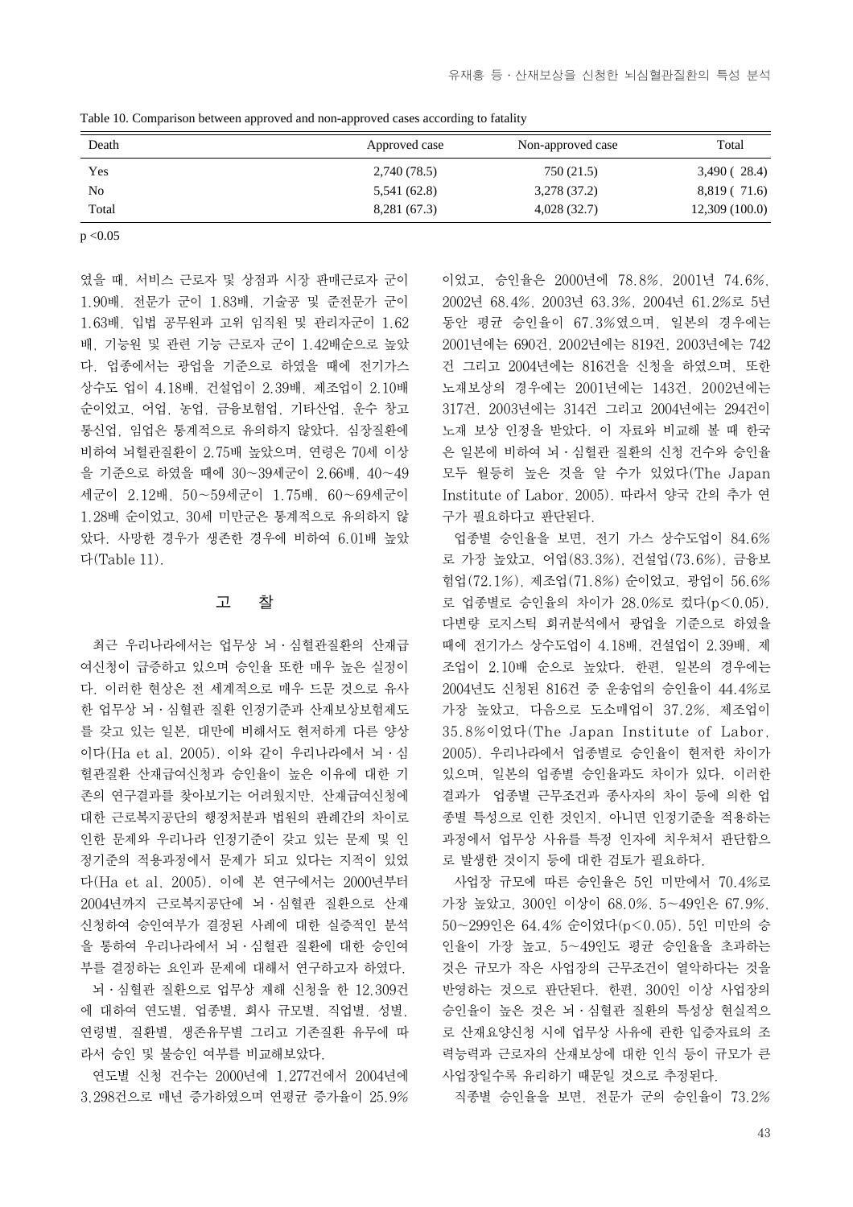Table 10. Comparison between approved and non-approved cases according to fatality

| Death | Approved case | Non-approved case | Total |
|---|---|---|---|
| Yes | 2,740 (78.5) | 750 (21.5) | 3,490 ( 28.4) |
| No | 5,541 (62.8) | 3,278 (37.2) | 8,819 ( 71.6) |
| Total | 8,281 (67.3) | 4,028 (32.7) | 12,309 (100.0) |

$p < 0.05$

였을 때, 서비스 근로자 및 상점과 시장 판매근로자 군이 1.90배, 전문가 군이 1.83배, 기술공 및 준전문가 군이 1.63배, 입법 공무원과 고위 임직원 및 관리자군이 1.62배, 기능원 및 관련 기능 근로자 군이 1.42배순으로 높았다. 업종에서는 광업을 기준으로 하였을 때에 전기가스 상수도 업이 4.18배, 건설업이 2.39배, 제조업이 2.10배 순이었고, 어업, 농업, 금융보험업, 기타산업, 운수 창고 통신업, 임업은 통계적으로 유의하지 않았다. 심장질환에 비하여 뇌혈관질환이 2.75배 높았으며, 연령은 70세 이상을 기준으로 하였을 때에 30~39세군이 2.66배, 40~49세군이 2.12배, 50~59세군이 1.75배, 60~69세군이 1.28배 순이었고, 30세 미만군은 통계적으로 유의하지 않았다. 사망한 경우가 생존한 경우에 비하여 6.01배 높았다(Table 11).

## 고 찰

최근 우리나라에서는 업무상 뇌·심혈관질환의 산재급여신청이 급증하고 있으며 승인율 또한 매우 높은 실정이다. 이러한 현상은 전 세계적으로 매우 드문 것으로 유사한 업무상 뇌·심혈관 질환 인정기준과 산재보상보험제도를 갖고 있는 일본, 대만에 비해서도 현저하게 다른 양상이다(Ha et al, 2005). 이와 같이 우리나라에서 뇌·심혈관질환 산재급여신청과 승인율이 높은 이유에 대한 기존의 연구결과를 찾아보기는 어려웠지만, 산재급여신청에 대한 근로복지공단의 행정처분과 법원의 판례간의 차이로 인한 문제와 우리나라 인정기준이 갖고 있는 문제 및 인정기준의 적용과정에서 문제가 되고 있다는 지적이 있었다(Ha et al, 2005). 이에 본 연구에서는 2000년부터 2004년까지 근로복지공단에 뇌·심혈관 질환으로 산재신청하여 승인여부가 결정된 사례에 대한 실증적인 분석을 통하여 우리나라에서 뇌·심혈관 질환에 대한 승인여부를 결정하는 요인과 문제에 대해서 연구하고자 하였다.

뇌·심혈관 질환으로 업무상 재해 신청을 한 12,309건에 대하여 연도별, 업종별, 회사 규모별, 직업별, 성별, 연령별, 질환별, 생존유무별 그리고 기존질환 유무에 따라서 승인 및 불승인 여부를 비교해보았다.

연도별 신청 건수는 2000년에 1,277건에서 2004년에 3,298건으로 매년 증가하였으며 연평균 증가율이 25.9%이었고, 승인율은 2000년에 78.8%, 2001년 74.6%, 2002년 68.4%, 2003년 63.3%, 2004년 61.2%로 5년 동안 평균 승인율이 67.3%였으며, 일본의 경우에는 2001년에는 690건, 2002년에는 819건, 2003년에는 742건 그리고 2004년에는 816건을 신청을 하였으며, 또한 노재보상의 경우에는 2001년에는 143건, 2002년에는 317건, 2003년에는 314건 그리고 2004년에는 294건이 노재 보상 인정을 받았다. 이 자료와 비교해 볼 때 한국은 일본에 비하여 뇌·심혈관 질환의 신청 건수와 승인율 모두 월등히 높은 것을 알 수가 있었다(The Japan Institute of Labor, 2005). 따라서 양국 간의 추가 연구가 필요하다고 판단된다.

업종별 승인율을 보면, 전기 가스 상수도업이 84.6%로 가장 높았고, 어업(83.3%), 건설업(73.6%), 금융보험업(72.1%), 제조업(71.8%) 순이었고, 광업이 56.6%로 업종별로 승인율의 차이가 28.0%로 컸다($p<0.05$). 다변량 로지스틱 회귀분석에서 광업을 기준으로 하였을 때에 전기가스 상수도업이 4.18배, 건설업이 2.39배, 제조업이 2.10배 순으로 높았다. 한편, 일본의 경우에는 2004년도 신청된 816건 중 운송업의 승인율이 44.4%로 가장 높았고, 다음으로 도소매업이 37.2%, 제조업이 35.8%이었다(The Japan Institute of Labor, 2005). 우리나라에서 업종별로 승인율이 현저한 차이가 있으며, 일본의 업종별 승인율과도 차이가 있다. 이러한 결과가 업종별 근무조건과 종사자의 차이 등에 의한 업종별 특성으로 인한 것인지, 아니면 인정기준을 적용하는 과정에서 업무상 사유를 특정 인자에 치우쳐서 판단함으로 발생한 것이지 등에 대한 검토가 필요하다.

사업장 규모에 따른 승인율은 5인 미만에서 70.4%로 가장 높았고, 300인 이상이 68.0%, 5~49인은 67.9%, 50~299인은 64.4% 순이었다($p<0.05$). 5인 미만의 승인율이 가장 높고, 5~49인도 평균 승인율을 초과하는 것은 규모가 작은 사업장의 근무조건이 열악하다는 것을 반영하는 것으로 판단된다. 한편, 300인 이상 사업장의 승인율이 높은 것은 뇌·심혈관 질환의 특성상 현실적으로 산재요양신청 시에 업무상 사유에 관한 입증자료의 조력능력과 근로자의 산재보상에 대한 인식 등이 규모가 큰 사업장일수록 유리하기 때문일 것으로 추정된다.

직종별 승인율을 보면, 전문가 군의 승인율이 73.2%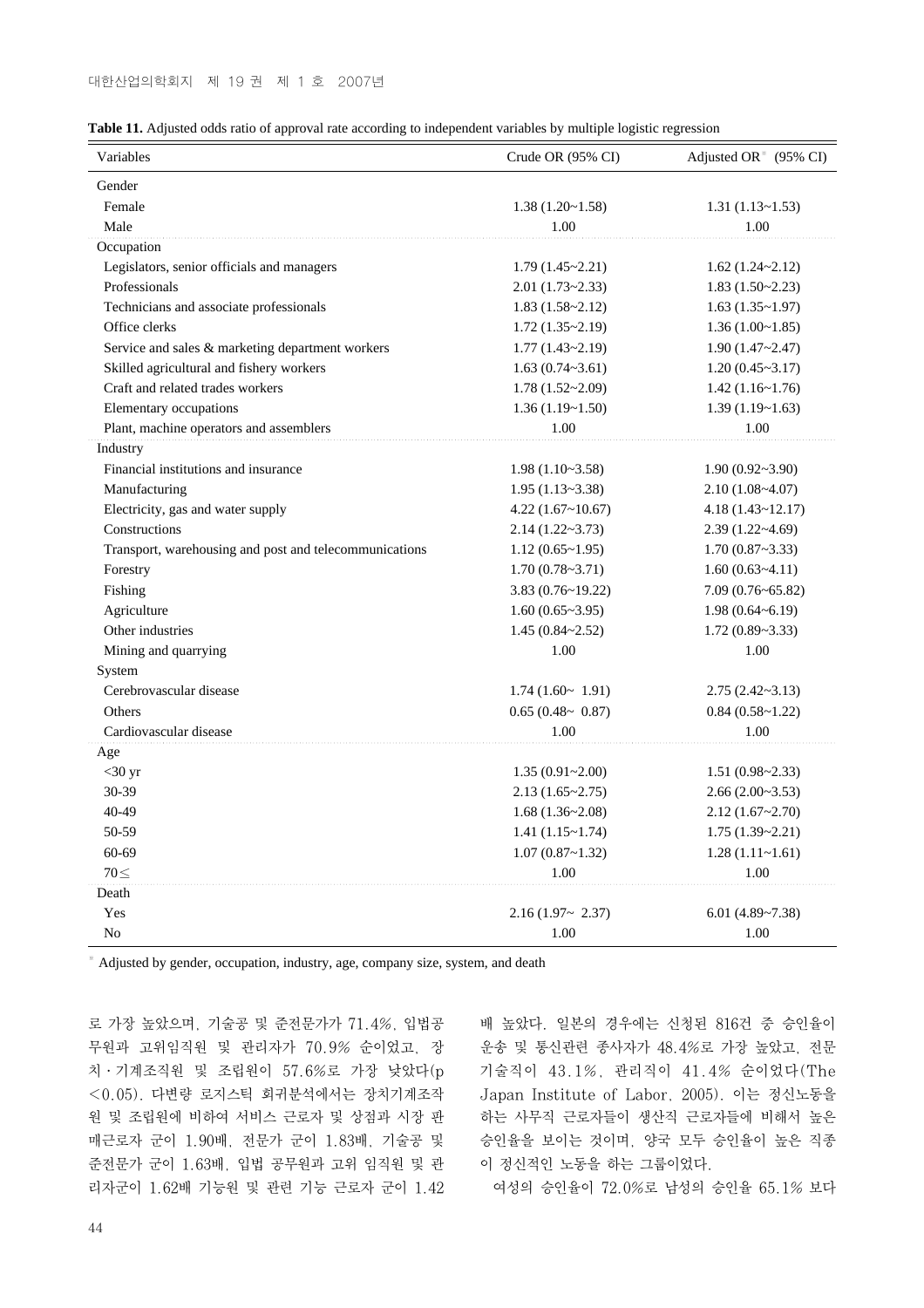**Table 11.** Adjusted odds ratio of approval rate according to independent variables by multiple logistic regression

| Variables | Crude OR (95% CI) | Adjusted OR* (95% CI) |
|---|---|---|
| Gender | | |
| Female | 1.38 (1.20~1.58) | 1.31 (1.13~1.53) |
| Male | 1.00 | 1.00 |
| Occupation | | |
| Legislators, senior officials and managers | 1.79 (1.45~2.21) | 1.62 (1.24~2.12) |
| Professionals | 2.01 (1.73~2.33) | 1.83 (1.50~2.23) |
| Technicians and associate professionals | 1.83 (1.58~2.12) | 1.63 (1.35~1.97) |
| Office clerks | 1.72 (1.35~2.19) | 1.36 (1.00~1.85) |
| Service and sales & marketing department workers | 1.77 (1.43~2.19) | 1.90 (1.47~2.47) |
| Skilled agricultural and fishery workers | 1.63 (0.74~3.61) | 1.20 (0.45~3.17) |
| Craft and related trades workers | 1.78 (1.52~2.09) | 1.42 (1.16~1.76) |
| Elementary occupations | 1.36 (1.19~1.50) | 1.39 (1.19~1.63) |
| Plant, machine operators and assemblers | 1.00 | 1.00 |
| Industry | | |
| Financial institutions and insurance | 1.98 (1.10~3.58) | 1.90 (0.92~3.90) |
| Manufacturing | 1.95 (1.13~3.38) | 2.10 (1.08~4.07) |
| Electricity, gas and water supply | 4.22 (1.67~10.67) | 4.18 (1.43~12.17) |
| Constructions | 2.14 (1.22~3.73) | 2.39 (1.22~4.69) |
| Transport, warehousing and post and telecommunications | 1.12 (0.65~1.95) | 1.70 (0.87~3.33) |
| Forestry | 1.70 (0.78~3.71) | 1.60 (0.63~4.11) |
| Fishing | 3.83 (0.76~19.22) | 7.09 (0.76~65.82) |
| Agriculture | 1.60 (0.65~3.95) | 1.98 (0.64~6.19) |
| Other industries | 1.45 (0.84~2.52) | 1.72 (0.89~3.33) |
| Mining and quarrying | 1.00 | 1.00 |
| System | | |
| Cerebrovascular disease | 1.74 (1.60~ 1.91) | 2.75 (2.42~3.13) |
| Others | 0.65 (0.48~ 0.87) | 0.84 (0.58~1.22) |
| Cardiovascular disease | 1.00 | 1.00 |
| Age | | |
| <30 yr | 1.35 (0.91~2.00) | 1.51 (0.98~2.33) |
| 30-39 | 2.13 (1.65~2.75) | 2.66 (2.00~3.53) |
| 40-49 | 1.68 (1.36~2.08) | 2.12 (1.67~2.70) |
| 50-59 | 1.41 (1.15~1.74) | 1.75 (1.39~2.21) |
| 60-69 | 1.07 (0.87~1.32) | 1.28 (1.11~1.61) |
| 70≤ | 1.00 | 1.00 |
| Death | | |
| Yes | 2.16 (1.97~ 2.37) | 6.01 (4.89~7.38) |
| No | 1.00 | 1.00 |

\* Adjusted by gender, occupation, industry, age, company size, system, and death

로 가장 높았으며, 기술공 및 준전문가가 71.4%, 입법공무원과 고위임직원 및 관리자가 70.9% 순이었고, 장치·기계조직원 및 조립원이 57.6%로 가장 낮았다($p<0.05$). 다변량 로지스틱 회귀분석에서는 장치기계조작원 및 조립원에 비하여 서비스 근로자 및 상점과 시장 판매근로자 군이 1.90배, 전문가 군이 1.83배, 기술공 및 준전문가 군이 1.63배, 입법 공무원과 고위 임직원 및 관리자군이 1.62배 기능원 및 관련 기능 근로자 군이 1.42배 높았다. 일본의 경우에는 신청된 816건 중 승인율이 운송 및 통신관련 종사자가 48.4%로 가장 높았고, 전문기술직이 43.1%, 관리직이 41.4% 순이었다(The Japan Institute of Labor, 2005). 이는 정신노동을 하는 사무직 근로자들이 생산직 근로자들에 비해서 높은 승인율을 보이는 것이며, 양국 모두 승인율이 높은 직종이 정신적인 노동을 하는 그룹이었다.

여성의 승인율이 72.0%로 남성의 승인율 65.1% 보다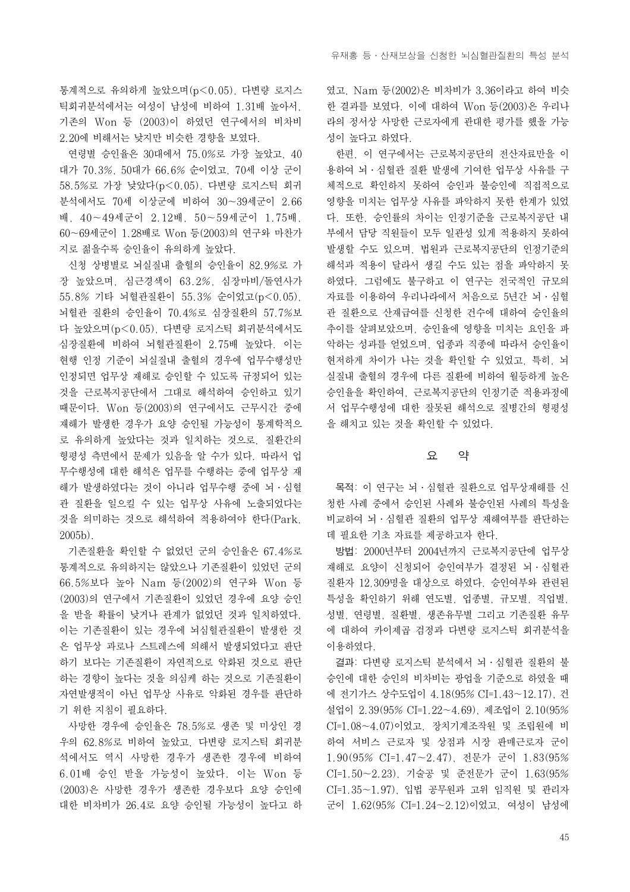통계적으로 유의하게 높았으며($p<0.05$), 다변량 로지스틱회귀분석에서는 여성이 남성에 비하여 1.31배 높아서, 기존의 Won 등 (2003)이 하였던 연구에서의 비차비 2.20에 비해서는 낮지만 비슷한 경향을 보였다.

연령별 승인율은 30대에서 75.0%로 가장 높았고, 40대가 70.3%, 50대가 66.6% 순이었고, 70세 이상 군이 58.5%로 가장 낮았다($p<0.05$). 다변량 로지스틱 회귀분석에서도 70세 이상군에 비하여 30~39세군이 2.66배, 40~49세군이 2.12배, 50~59세군이 1.75배, 60~69세군이 1.28배로 Won 등(2003)의 연구와 마찬가지로 젊을수록 승인율이 유의하게 높았다.

신청 상병별로 뇌실질내 출혈의 승인율이 82.9%로 가장 높았으며, 심근경색이 63.2%, 심장마비/돌연사가 55.8% 기타 뇌혈관질환이 55.3% 순이었고($p<0.05$), 뇌혈관 질환의 승인율이 70.4%로 심장질환의 57.7%보다 높았으며($p<0.05$), 다변량 로지스틱 회귀분석에서도 심장질환에 비하여 뇌혈관질환이 2.75배 높았다. 이는 현행 인정 기준이 뇌실질내 출혈의 경우에 업무수행성만 인정되면 업무상 재해로 승인할 수 있도록 규정되어 있는 것을 근로복지공단에서 그대로 해석하여 승인하고 있기 때문이다. Won 등(2003)의 연구에서도 근무시간 중에 재해가 발생한 경우가 요양 승인될 가능성이 통계학적으로 유의하게 높았다는 것과 일치하는 것으로, 질환간의 형평성 측면에서 문제가 있음을 알 수가 있다. 따라서 업무수행성에 대한 해석은 업무를 수행하는 중에 업무상 재해가 발생하였다는 것이 아니라 업무수행 중에 뇌·심혈관 질환을 일으킬 수 있는 업무상 사유에 노출되었다는 것을 의미하는 것으로 해석하여 적용하여야 한다(Park, 2005b).

기존질환을 확인할 수 없었던 군의 승인율은 67.4%로 통계적으로 유의하지는 않았으나 기존질환이 있었던 군의 66.5%보다 높아 Nam 등(2002)의 연구와 Won 등(2003)의 연구에서 기존질환이 있었던 경우에 요양 승인을 받을 확률이 낮거나 관계가 없었던 것과 일치하였다. 이는 기존질환이 있는 경우에 뇌심혈관질환이 발생한 것은 업무상 과로나 스트레스에 의해서 발생되었다고 판단하기 보다는 기존질환이 자연적으로 악화된 것으로 판단하는 경향이 높다는 것을 의심케 하는 것으로 기존질환이 자연발생적이 아닌 업무상 사유로 악화된 경우를 판단하기 위한 지침이 필요하다.

사망한 경우에 승인율은 78.5%로 생존 및 미상인 경우의 62.8%로 비하여 높았고, 다변량 로지스틱 회귀분석에서도 역시 사망한 경우가 생존한 경우에 비하여 6.01배 승인 받을 가능성이 높았다. 이는 Won 등(2003)은 사망한 경우가 생존한 경우보다 요양 승인에 대한 비차비가 26.4로 요양 승인될 가능성이 높다고 하였고, Nam 등(2002)은 비차비가 3.36이라고 하여 비슷한 결과를 보였다. 이에 대하여 Won 등(2003)은 우리나라의 정서상 사망한 근로자에게 관대한 평가를 했을 가능성이 높다고 하였다.

한편, 이 연구에서는 근로복지공단의 전산자료만을 이용하여 뇌·심혈관 질환 발생에 기여한 업무상 사유를 구체적으로 확인하지 못하여 승인과 불승인에 직접적으로 영향을 미치는 업무상 사유를 파악하지 못한 한계가 있었다. 또한, 승인률의 차이는 인정기준을 근로복지공단 내부에서 담당 직원들이 모두 일관성 있게 적용하지 못하여 발생할 수도 있으며, 법원과 근로복지공단의 인정기준의 해석과 적용이 달라서 생길 수도 있는 점을 파악하지 못하였다. 그럼에도 불구하고 이 연구는 전국적인 규모의 자료를 이용하여 우리나라에서 처음으로 5년간 뇌·심혈관 질환으로 산재급여를 신청한 건수에 대하여 승인율의 추이를 살펴보았으며, 승인율에 영향을 미치는 요인을 파악하는 성과를 얻었으며, 업종과 직종에 따라서 승인율이 현저하게 차이가 나는 것을 확인할 수 있었고, 특히, 뇌실질내 출혈의 경우에 다른 질환에 비하여 월등하게 높은 승인율을 확인하여, 근로복지공단의 인정기준 적용과정에서 업무수행성에 대한 잘못된 해석으로 질병간의 형평성을 해치고 있는 것을 확인할 수 있었다.

## 요 약

**목적:** 이 연구는 뇌·심혈관 질환으로 업무상재해를 신청한 사례 중에서 승인된 사례와 불승인된 사례의 특성을 비교하여 뇌·심혈관 질환의 업무상 재해여부를 판단하는데 필요한 기초 자료를 제공하고자 한다.

**방법:** 2000년부터 2004년까지 근로복지공단에 업무상 재해로 요양이 신청되어 승인여부가 결정된 뇌·심혈관 질환자 12,309명을 대상으로 하였다. 승인여부와 관련된 특성을 확인하기 위해 연도별, 업종별, 규모별, 직업별, 성별, 연령별, 질환별, 생존유무별 그리고 기존질환 유무에 대하여 카이제곱 검정과 다변량 로지스틱 회귀분석을 이용하였다.

**결과:** 다변량 로지스틱 분석에서 뇌·심혈관 질환의 불승인에 대한 승인의 비차비는 광업을 기준으로 하였을 때에 전기가스 상수도업이 4.18(95% CI=1.43~12.17), 건설업이 2.39(95% CI=1.22~4.69), 제조업이 2.10(95% CI=1.08~4.07)이었고, 장치기계조작원 및 조립원에 비하여 서비스 근로자 및 상점과 시장 판매근로자 군이 1.90(95% CI=1.47~2.47), 전문가 군이 1.83(95% CI=1.50~2.23), 기술공 및 준전문가 군이 1.63(95% CI=1.35~1.97), 입법 공무원과 고위 임직원 및 관리자 군이 1.62(95% CI=1.24~2.12)이었고, 여성이 남성에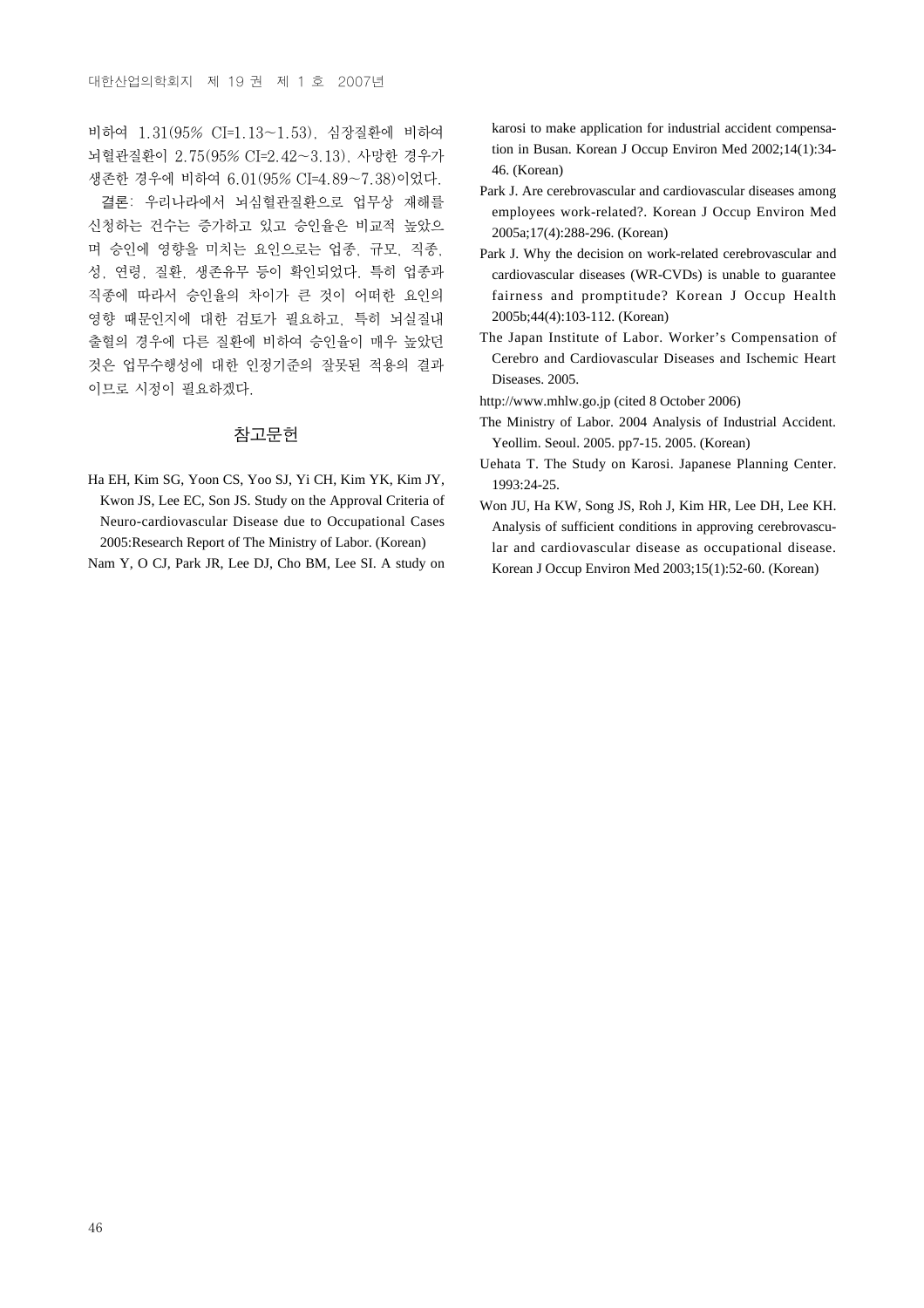비하여 1.31(95% CI=1.13~1.53), 심장질환에 비하여 뇌혈관질환이 2.75(95% CI=2.42~3.13), 사망한 경우가 생존한 경우에 비하여 6.01(95% CI=4.89~7.38)이었다.

결론: 우리나라에서 뇌심혈관질환으로 업무상 재해를 신청하는 건수는 증가하고 있고 승인율은 비교적 높았으며 승인에 영향을 미치는 요인으로는 업종, 규모, 직종, 성, 연령, 질환, 생존유무 등이 확인되었다. 특히 업종과 직종에 따라서 승인율의 차이가 큰 것이 어떠한 요인의 영향 때문인지에 대한 검토가 필요하고, 특히 뇌실질내 출혈의 경우에 다른 질환에 비하여 승인율이 매우 높았던 것은 업무수행성에 대한 인정기준의 잘못된 적용의 결과이므로 시정이 필요하겠다.

## 참고문헌

Ha EH, Kim SG, Yoon CS, Yoo SJ, Yi CH, Kim YK, Kim JY, Kwon JS, Lee EC, Son JS. Study on the Approval Criteria of Neuro-cardiovascular Disease due to Occupational Cases 2005:Research Report of The Ministry of Labor. (Korean)

Nam Y, O CJ, Park JR, Lee DJ, Cho BM, Lee SI. A study on karosi to make application for industrial accident compensation in Busan. Korean J Occup Environ Med 2002;14(1):34-46. (Korean)

Park J. Are cerebrovascular and cardiovascular diseases among employees work-related?. Korean J Occup Environ Med 2005a;17(4):288-296. (Korean)

Park J. Why the decision on work-related cerebrovascular and cardiovascular diseases (WR-CVDs) is unable to guarantee fairness and promptitude? Korean J Occup Health 2005b;44(4):103-112. (Korean)

The Japan Institute of Labor. Worker's Compensation of Cerebro and Cardiovascular Diseases and Ischemic Heart Diseases. 2005.

http://www.mhlw.go.jp (cited 8 October 2006)

The Ministry of Labor. 2004 Analysis of Industrial Accident. Yeollim. Seoul. 2005. pp7-15. 2005. (Korean)

Uehata T. The Study on Karosi. Japanese Planning Center. 1993:24-25.

Won JU, Ha KW, Song JS, Roh J, Kim HR, Lee DH, Lee KH. Analysis of sufficient conditions in approving cerebrovascular and cardiovascular disease as occupational disease. Korean J Occup Environ Med 2003;15(1):52-60. (Korean)